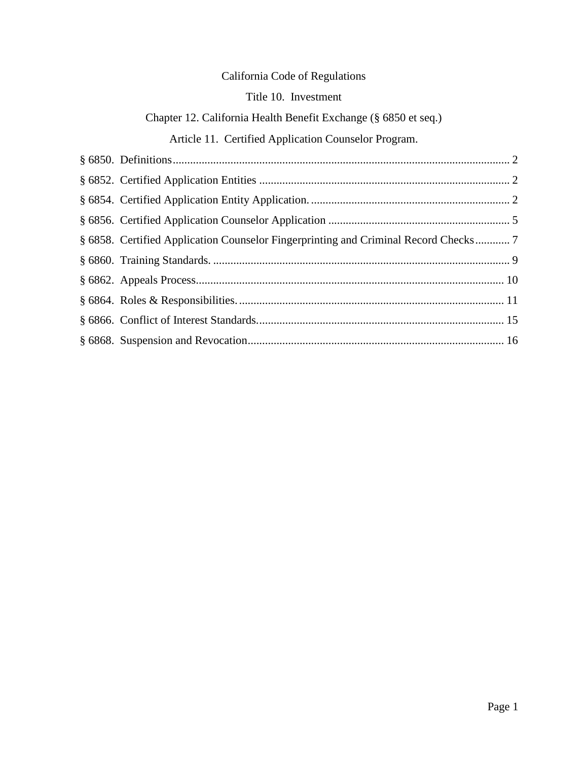California Code of Regulations

Title 10. Investment

Chapter 12. California Health Benefit Exchange (§ 6850 et seq.)

Article 11. Certified Application Counselor Program.

§ 6850. Definitions .................................................................................................................... 2

§ 6852. Certified Application Entities ...................................................................................... 2

§ 6854. Certified Application Entity Application. ................................................................... 2

§ 6856. Certified Application Counselor Application .............................................................. 5

§ 6858. Certified Application Counselor Fingerprinting and Criminal Record Checks ............ 7

§ 6860. Training Standards. ...................................................................................................... 9

§ 6862. Appeals Process.......................................................................................................... 10

§ 6864. Roles & Responsibilities. ........................................................................................... 11

§ 6866. Conflict of Interest Standards..................................................................................... 15

§ 6868. Suspension and Revocation........................................................................................ 16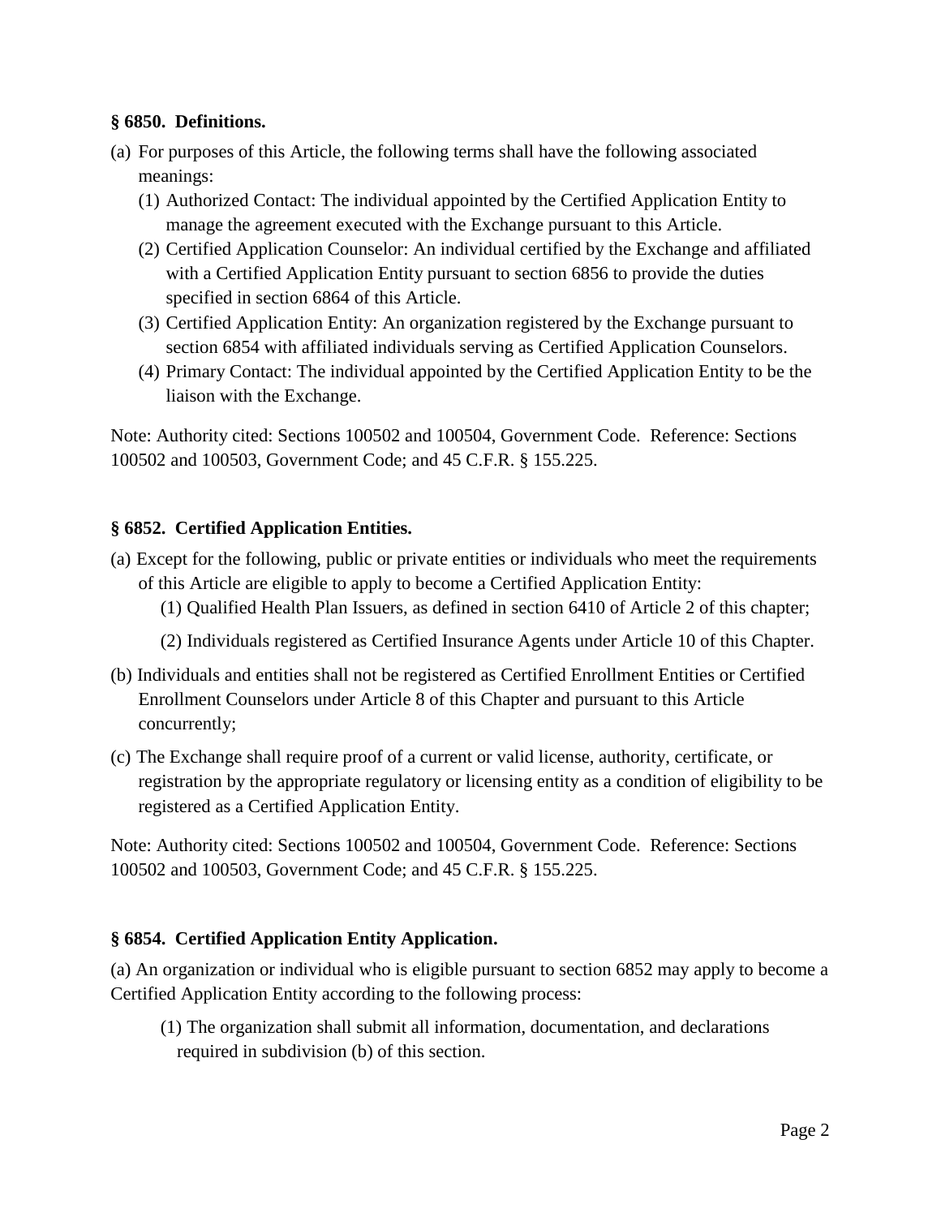### § 6850. Definitions.

(a) For purposes of this Article, the following terms shall have the following associated meanings:

   (1) Authorized Contact: The individual appointed by the Certified Application Entity to manage the agreement executed with the Exchange pursuant to this Article.

   (2) Certified Application Counselor: An individual certified by the Exchange and affiliated with a Certified Application Entity pursuant to section 6856 to provide the duties specified in section 6864 of this Article.

   (3) Certified Application Entity: An organization registered by the Exchange pursuant to section 6854 with affiliated individuals serving as Certified Application Counselors.

   (4) Primary Contact: The individual appointed by the Certified Application Entity to be the liaison with the Exchange.

Note: Authority cited: Sections 100502 and 100504, Government Code. Reference: Sections 100502 and 100503, Government Code; and 45 C.F.R. § 155.225.

### § 6852. Certified Application Entities.

(a) Except for the following, public or private entities or individuals who meet the requirements of this Article are eligible to apply to become a Certified Application Entity:

   (1) Qualified Health Plan Issuers, as defined in section 6410 of Article 2 of this chapter;

   (2) Individuals registered as Certified Insurance Agents under Article 10 of this Chapter.

(b) Individuals and entities shall not be registered as Certified Enrollment Entities or Certified Enrollment Counselors under Article 8 of this Chapter and pursuant to this Article concurrently;

(c) The Exchange shall require proof of a current or valid license, authority, certificate, or registration by the appropriate regulatory or licensing entity as a condition of eligibility to be registered as a Certified Application Entity.

Note: Authority cited: Sections 100502 and 100504, Government Code. Reference: Sections 100502 and 100503, Government Code; and 45 C.F.R. § 155.225.

### § 6854. Certified Application Entity Application.

(a) An organization or individual who is eligible pursuant to section 6852 may apply to become a Certified Application Entity according to the following process:

   (1) The organization shall submit all information, documentation, and declarations required in subdivision (b) of this section.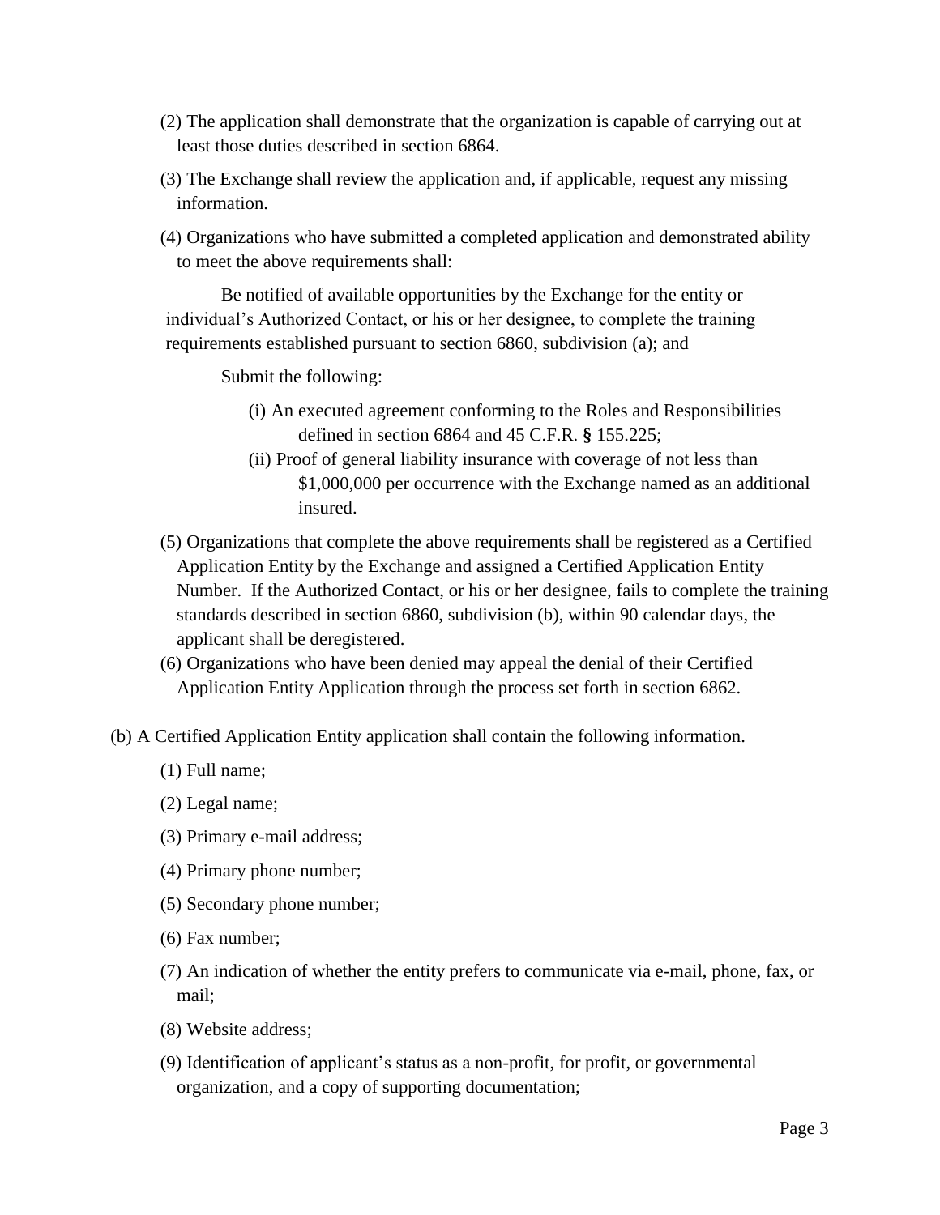(2) The application shall demonstrate that the organization is capable of carrying out at least those duties described in section 6864.

(3) The Exchange shall review the application and, if applicable, request any missing information.

(4) Organizations who have submitted a completed application and demonstrated ability to meet the above requirements shall:

Be notified of available opportunities by the Exchange for the entity or individual's Authorized Contact, or his or her designee, to complete the training requirements established pursuant to section 6860, subdivision (a); and

Submit the following:

(i) An executed agreement conforming to the Roles and Responsibilities defined in section 6864 and 45 C.F.R. § 155.225;

(ii) Proof of general liability insurance with coverage of not less than $1,000,000 per occurrence with the Exchange named as an additional insured.

(5) Organizations that complete the above requirements shall be registered as a Certified Application Entity by the Exchange and assigned a Certified Application Entity Number. If the Authorized Contact, or his or her designee, fails to complete the training standards described in section 6860, subdivision (b), within 90 calendar days, the applicant shall be deregistered.

(6) Organizations who have been denied may appeal the denial of their Certified Application Entity Application through the process set forth in section 6862.

(b) A Certified Application Entity application shall contain the following information.

(1) Full name;

(2) Legal name;

(3) Primary e-mail address;

(4) Primary phone number;

(5) Secondary phone number;

(6) Fax number;

(7) An indication of whether the entity prefers to communicate via e-mail, phone, fax, or mail;

(8) Website address;

(9) Identification of applicant's status as a non-profit, for profit, or governmental organization, and a copy of supporting documentation;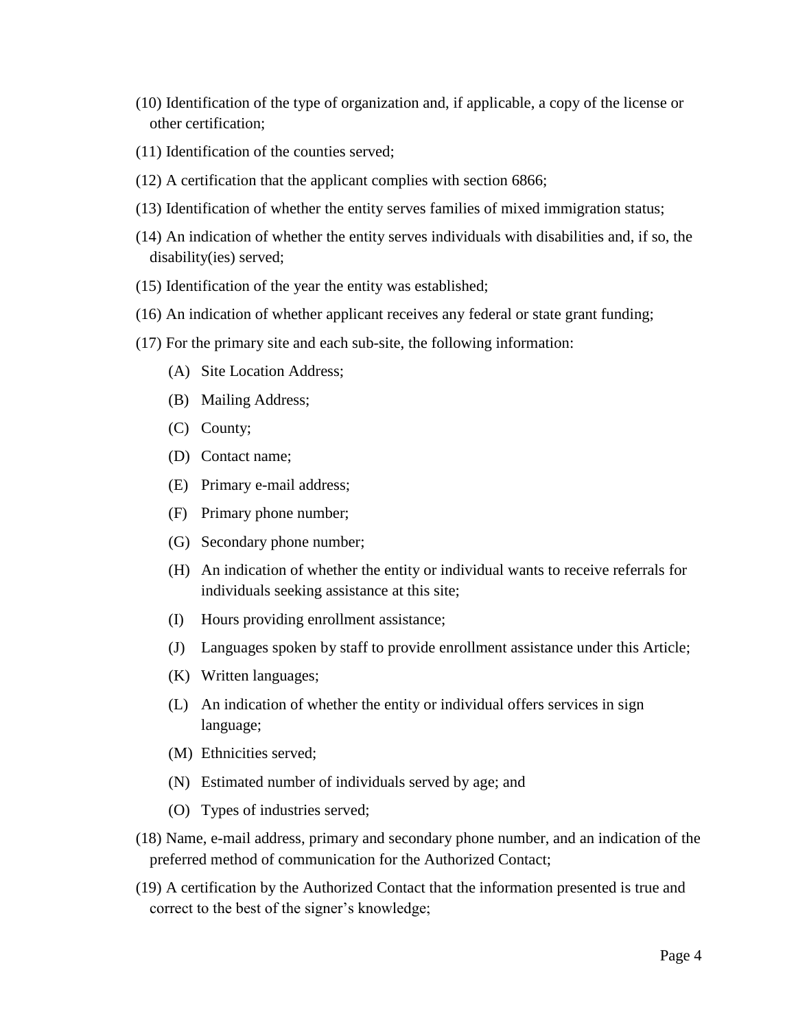(10) Identification of the type of organization and, if applicable, a copy of the license or other certification;

(11) Identification of the counties served;

(12) A certification that the applicant complies with section 6866;

(13) Identification of whether the entity serves families of mixed immigration status;

(14) An indication of whether the entity serves individuals with disabilities and, if so, the disability(ies) served;

(15) Identification of the year the entity was established;

(16) An indication of whether applicant receives any federal or state grant funding;

(17) For the primary site and each sub-site, the following information:

- (A) Site Location Address;
- (B) Mailing Address;
- (C) County;
- (D) Contact name;
- (E) Primary e-mail address;
- (F) Primary phone number;
- (G) Secondary phone number;
- (H) An indication of whether the entity or individual wants to receive referrals for individuals seeking assistance at this site;
- (I) Hours providing enrollment assistance;
- (J) Languages spoken by staff to provide enrollment assistance under this Article;
- (K) Written languages;
- (L) An indication of whether the entity or individual offers services in sign language;
- (M) Ethnicities served;
- (N) Estimated number of individuals served by age; and
- (O) Types of industries served;

(18) Name, e-mail address, primary and secondary phone number, and an indication of the preferred method of communication for the Authorized Contact;

(19) A certification by the Authorized Contact that the information presented is true and correct to the best of the signer's knowledge;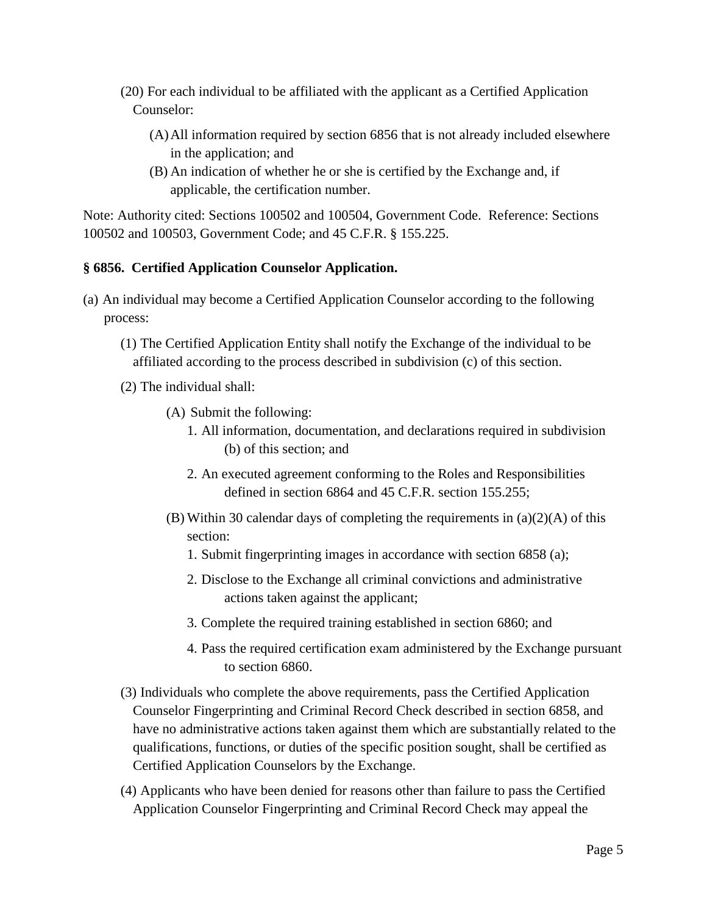(20) For each individual to be affiliated with the applicant as a Certified Application Counselor:

(A) All information required by section 6856 that is not already included elsewhere in the application; and

(B) An indication of whether he or she is certified by the Exchange and, if applicable, the certification number.

Note: Authority cited: Sections 100502 and 100504, Government Code. Reference: Sections 100502 and 100503, Government Code; and 45 C.F.R. § 155.225.

**§ 6856. Certified Application Counselor Application.**

(a) An individual may become a Certified Application Counselor according to the following process:

(1) The Certified Application Entity shall notify the Exchange of the individual to be affiliated according to the process described in subdivision (c) of this section.

(2) The individual shall:

(A) Submit the following:

1. All information, documentation, and declarations required in subdivision (b) of this section; and

2. An executed agreement conforming to the Roles and Responsibilities defined in section 6864 and 45 C.F.R. section 155.255;

(B) Within 30 calendar days of completing the requirements in (a)(2)(A) of this section:

1. Submit fingerprinting images in accordance with section 6858 (a);

2. Disclose to the Exchange all criminal convictions and administrative actions taken against the applicant;

3. Complete the required training established in section 6860; and

4. Pass the required certification exam administered by the Exchange pursuant to section 6860.

(3) Individuals who complete the above requirements, pass the Certified Application Counselor Fingerprinting and Criminal Record Check described in section 6858, and have no administrative actions taken against them which are substantially related to the qualifications, functions, or duties of the specific position sought, shall be certified as Certified Application Counselors by the Exchange.

(4) Applicants who have been denied for reasons other than failure to pass the Certified Application Counselor Fingerprinting and Criminal Record Check may appeal the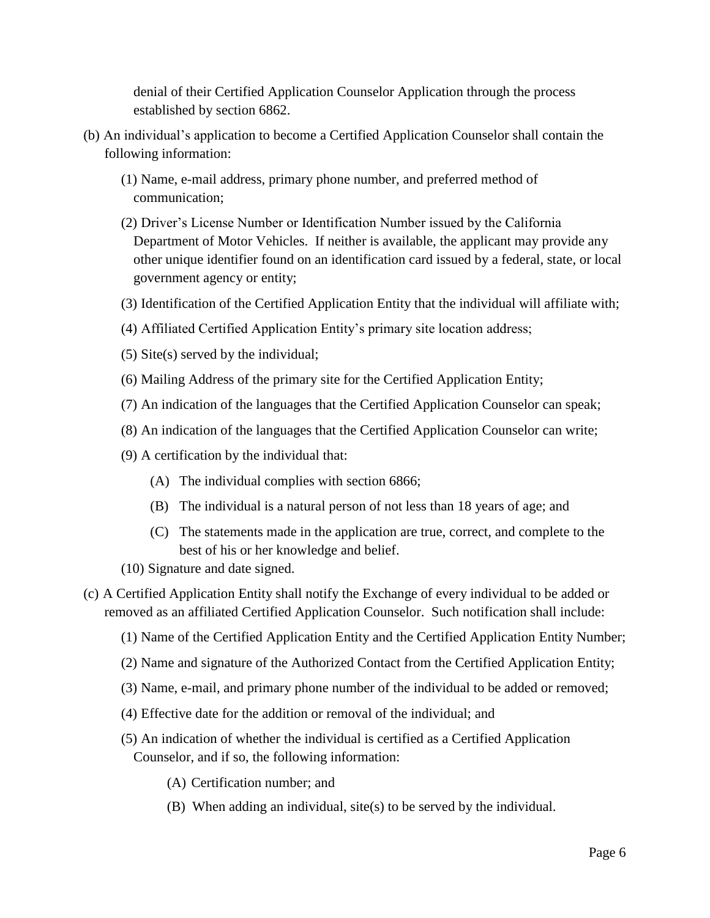denial of their Certified Application Counselor Application through the process established by section 6862.

(b) An individual's application to become a Certified Application Counselor shall contain the following information:

   (1) Name, e-mail address, primary phone number, and preferred method of communication;

   (2) Driver's License Number or Identification Number issued by the California Department of Motor Vehicles. If neither is available, the applicant may provide any other unique identifier found on an identification card issued by a federal, state, or local government agency or entity;

   (3) Identification of the Certified Application Entity that the individual will affiliate with;

   (4) Affiliated Certified Application Entity's primary site location address;

   (5) Site(s) served by the individual;

   (6) Mailing Address of the primary site for the Certified Application Entity;

   (7) An indication of the languages that the Certified Application Counselor can speak;

   (8) An indication of the languages that the Certified Application Counselor can write;

   (9) A certification by the individual that:

      (A) The individual complies with section 6866;

      (B) The individual is a natural person of not less than 18 years of age; and

      (C) The statements made in the application are true, correct, and complete to the best of his or her knowledge and belief.

   (10) Signature and date signed.

(c) A Certified Application Entity shall notify the Exchange of every individual to be added or removed as an affiliated Certified Application Counselor. Such notification shall include:

   (1) Name of the Certified Application Entity and the Certified Application Entity Number;

   (2) Name and signature of the Authorized Contact from the Certified Application Entity;

   (3) Name, e-mail, and primary phone number of the individual to be added or removed;

   (4) Effective date for the addition or removal of the individual; and

   (5) An indication of whether the individual is certified as a Certified Application Counselor, and if so, the following information:

      (A) Certification number; and

      (B) When adding an individual, site(s) to be served by the individual.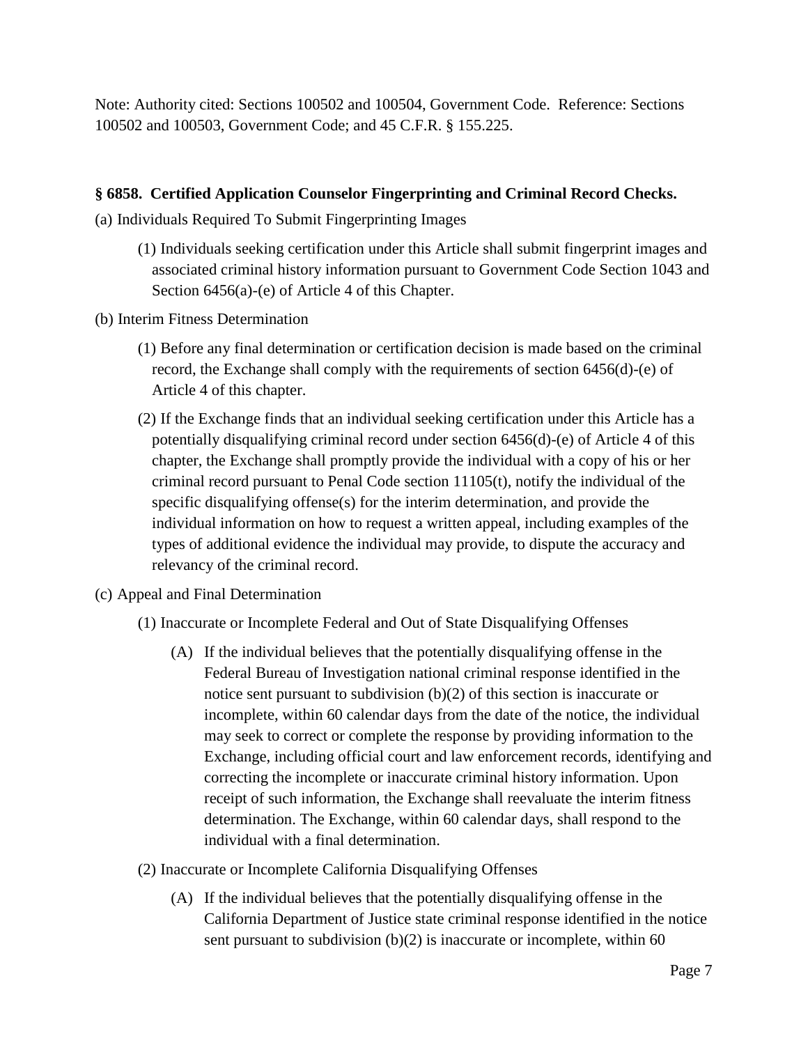Note: Authority cited: Sections 100502 and 100504, Government Code. Reference: Sections 100502 and 100503, Government Code; and 45 C.F.R. § 155.225.

**§ 6858. Certified Application Counselor Fingerprinting and Criminal Record Checks.**

(a) Individuals Required To Submit Fingerprinting Images

(1) Individuals seeking certification under this Article shall submit fingerprint images and associated criminal history information pursuant to Government Code Section 1043 and Section 6456(a)-(e) of Article 4 of this Chapter.

(b) Interim Fitness Determination

(1) Before any final determination or certification decision is made based on the criminal record, the Exchange shall comply with the requirements of section 6456(d)-(e) of Article 4 of this chapter.

(2) If the Exchange finds that an individual seeking certification under this Article has a potentially disqualifying criminal record under section 6456(d)-(e) of Article 4 of this chapter, the Exchange shall promptly provide the individual with a copy of his or her criminal record pursuant to Penal Code section 11105(t), notify the individual of the specific disqualifying offense(s) for the interim determination, and provide the individual information on how to request a written appeal, including examples of the types of additional evidence the individual may provide, to dispute the accuracy and relevancy of the criminal record.

(c) Appeal and Final Determination

(1) Inaccurate or Incomplete Federal and Out of State Disqualifying Offenses

(A) If the individual believes that the potentially disqualifying offense in the Federal Bureau of Investigation national criminal response identified in the notice sent pursuant to subdivision (b)(2) of this section is inaccurate or incomplete, within 60 calendar days from the date of the notice, the individual may seek to correct or complete the response by providing information to the Exchange, including official court and law enforcement records, identifying and correcting the incomplete or inaccurate criminal history information. Upon receipt of such information, the Exchange shall reevaluate the interim fitness determination. The Exchange, within 60 calendar days, shall respond to the individual with a final determination.

(2) Inaccurate or Incomplete California Disqualifying Offenses

(A) If the individual believes that the potentially disqualifying offense in the California Department of Justice state criminal response identified in the notice sent pursuant to subdivision (b)(2) is inaccurate or incomplete, within 60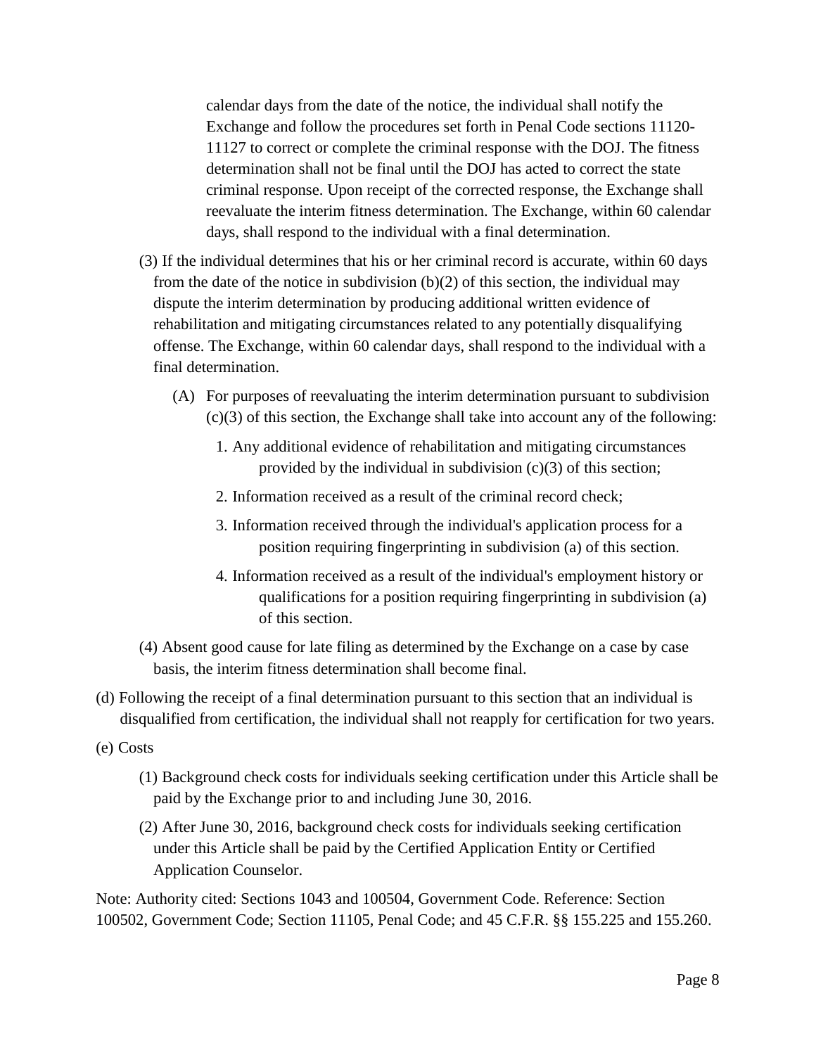calendar days from the date of the notice, the individual shall notify the Exchange and follow the procedures set forth in Penal Code sections 11120-11127 to correct or complete the criminal response with the DOJ. The fitness determination shall not be final until the DOJ has acted to correct the state criminal response. Upon receipt of the corrected response, the Exchange shall reevaluate the interim fitness determination. The Exchange, within 60 calendar days, shall respond to the individual with a final determination.

(3) If the individual determines that his or her criminal record is accurate, within 60 days from the date of the notice in subdivision (b)(2) of this section, the individual may dispute the interim determination by producing additional written evidence of rehabilitation and mitigating circumstances related to any potentially disqualifying offense. The Exchange, within 60 calendar days, shall respond to the individual with a final determination.

(A) For purposes of reevaluating the interim determination pursuant to subdivision (c)(3) of this section, the Exchange shall take into account any of the following:

1. Any additional evidence of rehabilitation and mitigating circumstances provided by the individual in subdivision (c)(3) of this section;
2. Information received as a result of the criminal record check;
3. Information received through the individual's application process for a position requiring fingerprinting in subdivision (a) of this section.
4. Information received as a result of the individual's employment history or qualifications for a position requiring fingerprinting in subdivision (a) of this section.

(4) Absent good cause for late filing as determined by the Exchange on a case by case basis, the interim fitness determination shall become final.

(d) Following the receipt of a final determination pursuant to this section that an individual is disqualified from certification, the individual shall not reapply for certification for two years.

(e) Costs

(1) Background check costs for individuals seeking certification under this Article shall be paid by the Exchange prior to and including June 30, 2016.

(2) After June 30, 2016, background check costs for individuals seeking certification under this Article shall be paid by the Certified Application Entity or Certified Application Counselor.

Note: Authority cited: Sections 1043 and 100504, Government Code. Reference: Section 100502, Government Code; Section 11105, Penal Code; and 45 C.F.R. §§ 155.225 and 155.260.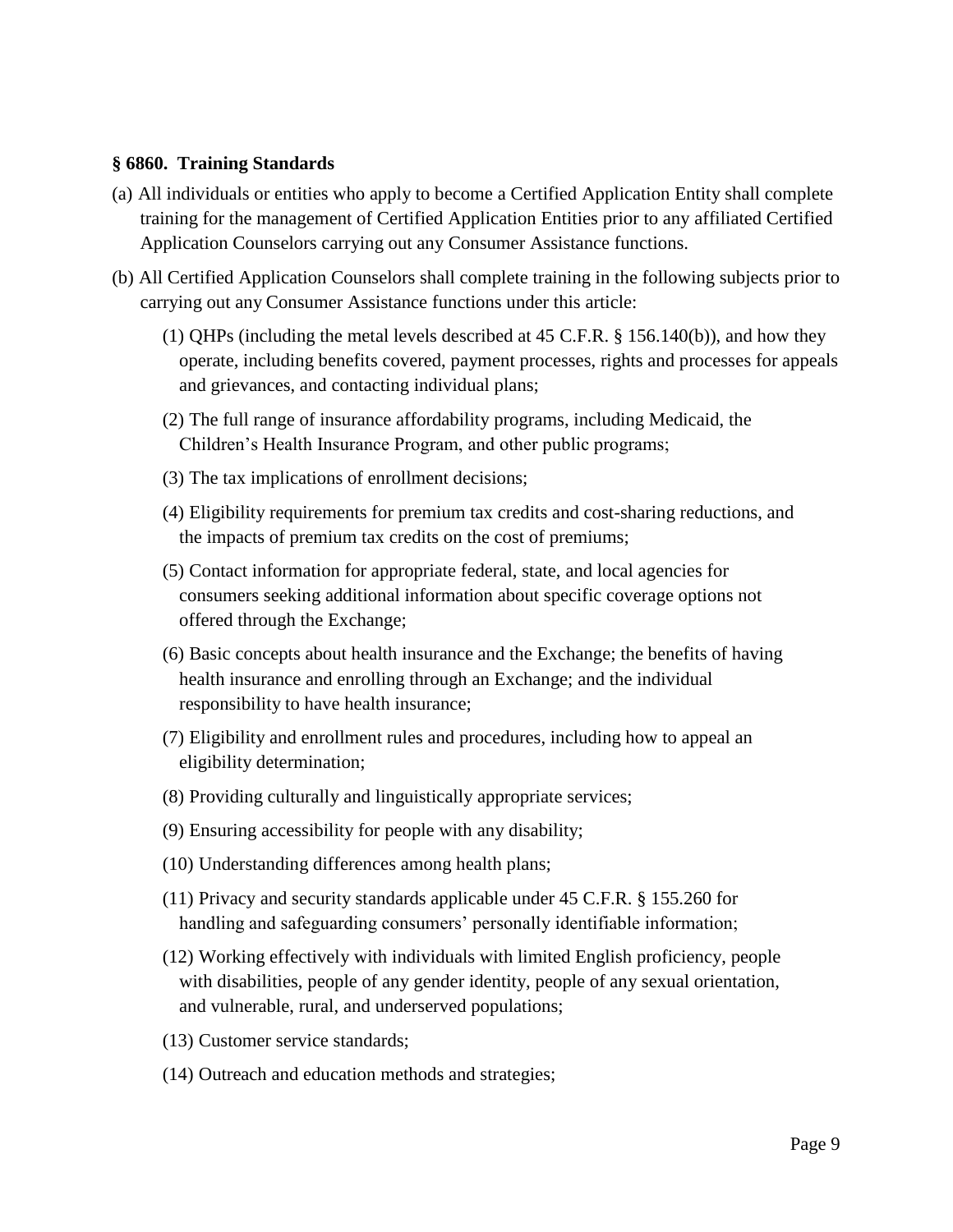**§ 6860. Training Standards**

(a) All individuals or entities who apply to become a Certified Application Entity shall complete training for the management of Certified Application Entities prior to any affiliated Certified Application Counselors carrying out any Consumer Assistance functions.

(b) All Certified Application Counselors shall complete training in the following subjects prior to carrying out any Consumer Assistance functions under this article:

(1) QHPs (including the metal levels described at 45 C.F.R. § 156.140(b)), and how they operate, including benefits covered, payment processes, rights and processes for appeals and grievances, and contacting individual plans;

(2) The full range of insurance affordability programs, including Medicaid, the Children's Health Insurance Program, and other public programs;

(3) The tax implications of enrollment decisions;

(4) Eligibility requirements for premium tax credits and cost-sharing reductions, and the impacts of premium tax credits on the cost of premiums;

(5) Contact information for appropriate federal, state, and local agencies for consumers seeking additional information about specific coverage options not offered through the Exchange;

(6) Basic concepts about health insurance and the Exchange; the benefits of having health insurance and enrolling through an Exchange; and the individual responsibility to have health insurance;

(7) Eligibility and enrollment rules and procedures, including how to appeal an eligibility determination;

(8) Providing culturally and linguistically appropriate services;

(9) Ensuring accessibility for people with any disability;

(10) Understanding differences among health plans;

(11) Privacy and security standards applicable under 45 C.F.R. § 155.260 for handling and safeguarding consumers' personally identifiable information;

(12) Working effectively with individuals with limited English proficiency, people with disabilities, people of any gender identity, people of any sexual orientation, and vulnerable, rural, and underserved populations;

(13) Customer service standards;

(14) Outreach and education methods and strategies;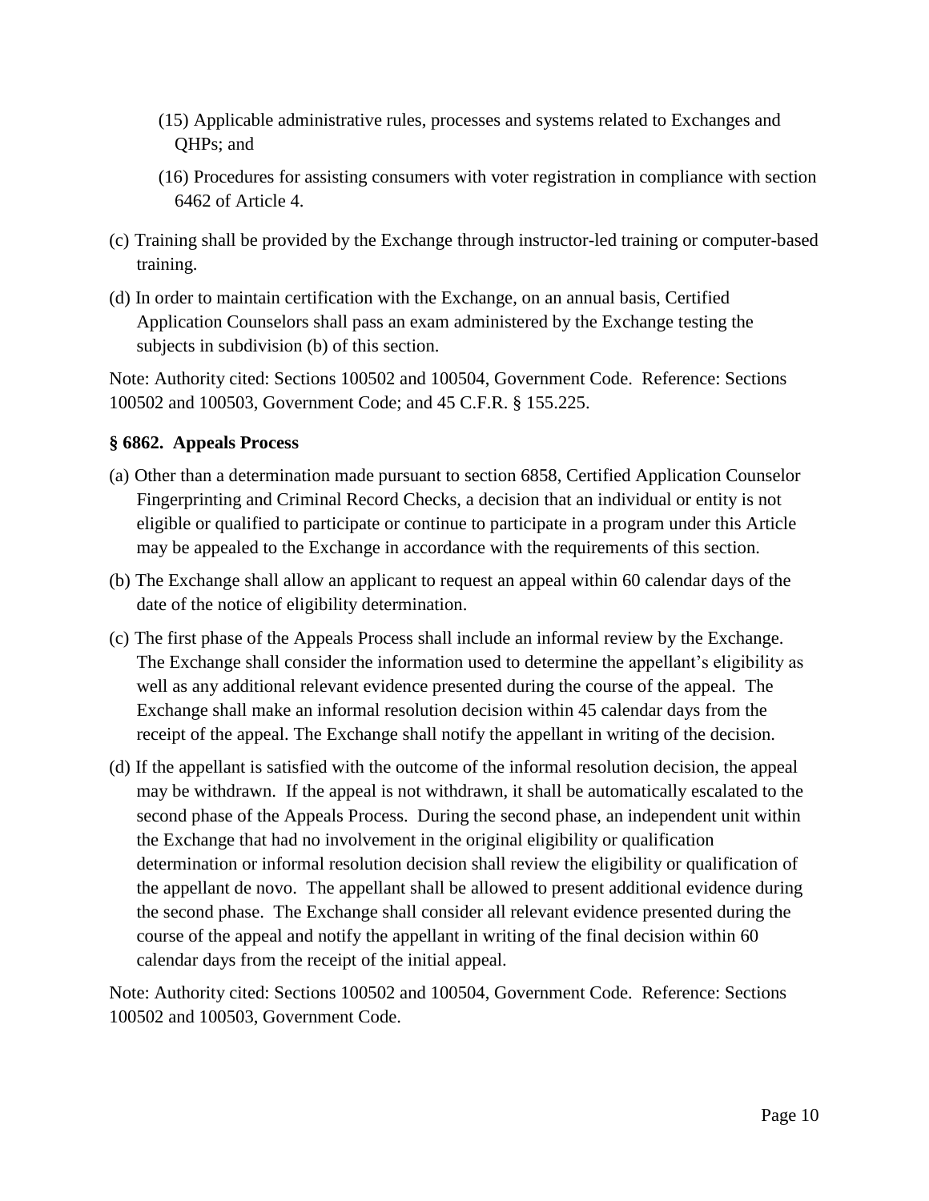(15) Applicable administrative rules, processes and systems related to Exchanges and QHPs; and

(16) Procedures for assisting consumers with voter registration in compliance with section 6462 of Article 4.

(c) Training shall be provided by the Exchange through instructor-led training or computer-based training.

(d) In order to maintain certification with the Exchange, on an annual basis, Certified Application Counselors shall pass an exam administered by the Exchange testing the subjects in subdivision (b) of this section.

Note: Authority cited: Sections 100502 and 100504, Government Code. Reference: Sections 100502 and 100503, Government Code; and 45 C.F.R. § 155.225.

**§ 6862. Appeals Process**

(a) Other than a determination made pursuant to section 6858, Certified Application Counselor Fingerprinting and Criminal Record Checks, a decision that an individual or entity is not eligible or qualified to participate or continue to participate in a program under this Article may be appealed to the Exchange in accordance with the requirements of this section.

(b) The Exchange shall allow an applicant to request an appeal within 60 calendar days of the date of the notice of eligibility determination.

(c) The first phase of the Appeals Process shall include an informal review by the Exchange. The Exchange shall consider the information used to determine the appellant's eligibility as well as any additional relevant evidence presented during the course of the appeal. The Exchange shall make an informal resolution decision within 45 calendar days from the receipt of the appeal. The Exchange shall notify the appellant in writing of the decision.

(d) If the appellant is satisfied with the outcome of the informal resolution decision, the appeal may be withdrawn. If the appeal is not withdrawn, it shall be automatically escalated to the second phase of the Appeals Process. During the second phase, an independent unit within the Exchange that had no involvement in the original eligibility or qualification determination or informal resolution decision shall review the eligibility or qualification of the appellant de novo. The appellant shall be allowed to present additional evidence during the second phase. The Exchange shall consider all relevant evidence presented during the course of the appeal and notify the appellant in writing of the final decision within 60 calendar days from the receipt of the initial appeal.

Note: Authority cited: Sections 100502 and 100504, Government Code. Reference: Sections 100502 and 100503, Government Code.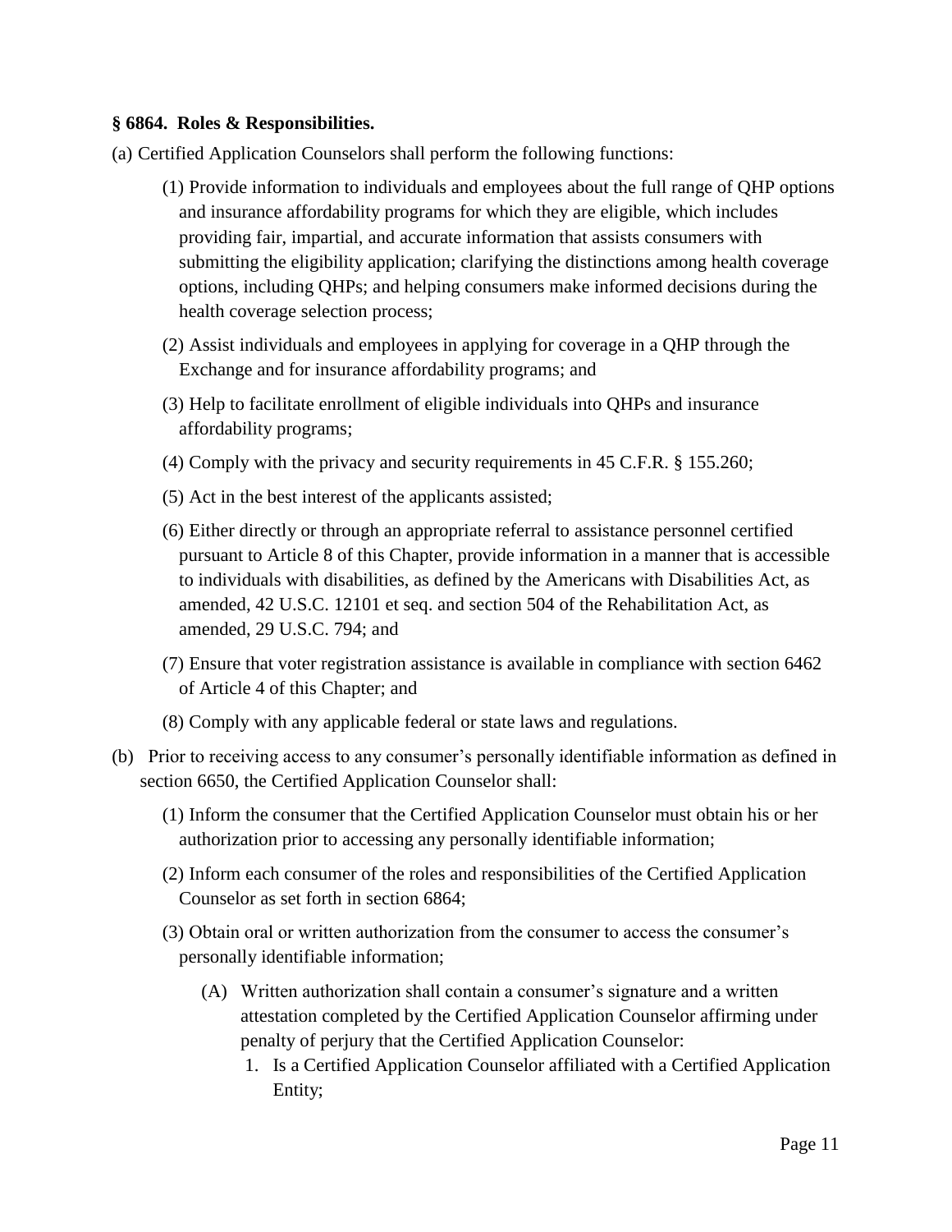**§ 6864. Roles & Responsibilities.**

(a) Certified Application Counselors shall perform the following functions:

(1) Provide information to individuals and employees about the full range of QHP options and insurance affordability programs for which they are eligible, which includes providing fair, impartial, and accurate information that assists consumers with submitting the eligibility application; clarifying the distinctions among health coverage options, including QHPs; and helping consumers make informed decisions during the health coverage selection process;

(2) Assist individuals and employees in applying for coverage in a QHP through the Exchange and for insurance affordability programs; and

(3) Help to facilitate enrollment of eligible individuals into QHPs and insurance affordability programs;

(4) Comply with the privacy and security requirements in 45 C.F.R. § 155.260;

(5) Act in the best interest of the applicants assisted;

(6) Either directly or through an appropriate referral to assistance personnel certified pursuant to Article 8 of this Chapter, provide information in a manner that is accessible to individuals with disabilities, as defined by the Americans with Disabilities Act, as amended, 42 U.S.C. 12101 et seq. and section 504 of the Rehabilitation Act, as amended, 29 U.S.C. 794; and

(7) Ensure that voter registration assistance is available in compliance with section 6462 of Article 4 of this Chapter; and

(8) Comply with any applicable federal or state laws and regulations.

(b) Prior to receiving access to any consumer's personally identifiable information as defined in section 6650, the Certified Application Counselor shall:

(1) Inform the consumer that the Certified Application Counselor must obtain his or her authorization prior to accessing any personally identifiable information;

(2) Inform each consumer of the roles and responsibilities of the Certified Application Counselor as set forth in section 6864;

(3) Obtain oral or written authorization from the consumer to access the consumer's personally identifiable information;

(A) Written authorization shall contain a consumer's signature and a written attestation completed by the Certified Application Counselor affirming under penalty of perjury that the Certified Application Counselor:

1. Is a Certified Application Counselor affiliated with a Certified Application Entity;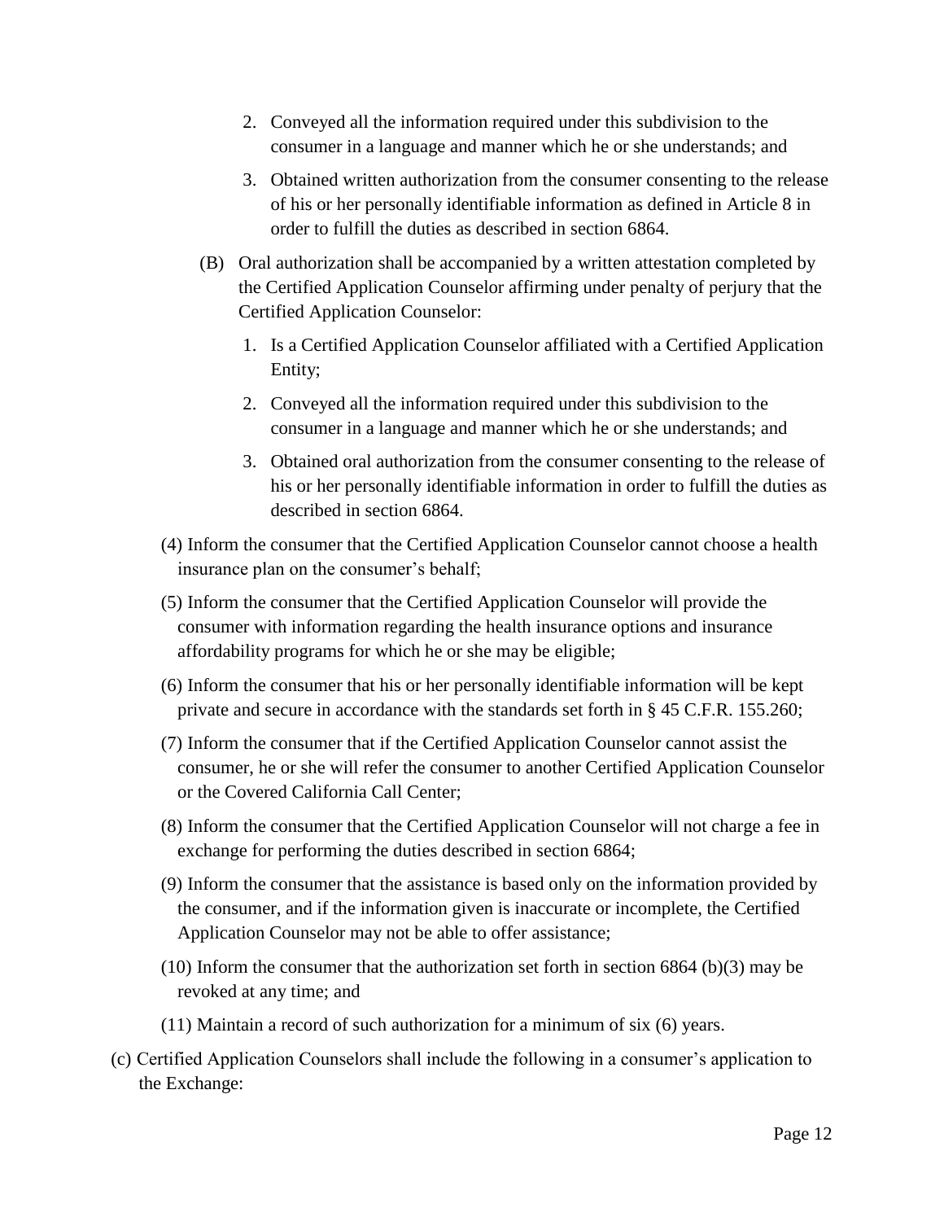2. Conveyed all the information required under this subdivision to the consumer in a language and manner which he or she understands; and

3. Obtained written authorization from the consumer consenting to the release of his or her personally identifiable information as defined in Article 8 in order to fulfill the duties as described in section 6864.

(B) Oral authorization shall be accompanied by a written attestation completed by the Certified Application Counselor affirming under penalty of perjury that the Certified Application Counselor:

1. Is a Certified Application Counselor affiliated with a Certified Application Entity;

2. Conveyed all the information required under this subdivision to the consumer in a language and manner which he or she understands; and

3. Obtained oral authorization from the consumer consenting to the release of his or her personally identifiable information in order to fulfill the duties as described in section 6864.

(4) Inform the consumer that the Certified Application Counselor cannot choose a health insurance plan on the consumer's behalf;

(5) Inform the consumer that the Certified Application Counselor will provide the consumer with information regarding the health insurance options and insurance affordability programs for which he or she may be eligible;

(6) Inform the consumer that his or her personally identifiable information will be kept private and secure in accordance with the standards set forth in § 45 C.F.R. 155.260;

(7) Inform the consumer that if the Certified Application Counselor cannot assist the consumer, he or she will refer the consumer to another Certified Application Counselor or the Covered California Call Center;

(8) Inform the consumer that the Certified Application Counselor will not charge a fee in exchange for performing the duties described in section 6864;

(9) Inform the consumer that the assistance is based only on the information provided by the consumer, and if the information given is inaccurate or incomplete, the Certified Application Counselor may not be able to offer assistance;

(10) Inform the consumer that the authorization set forth in section 6864 (b)(3) may be revoked at any time; and

(11) Maintain a record of such authorization for a minimum of six (6) years.

(c) Certified Application Counselors shall include the following in a consumer's application to the Exchange: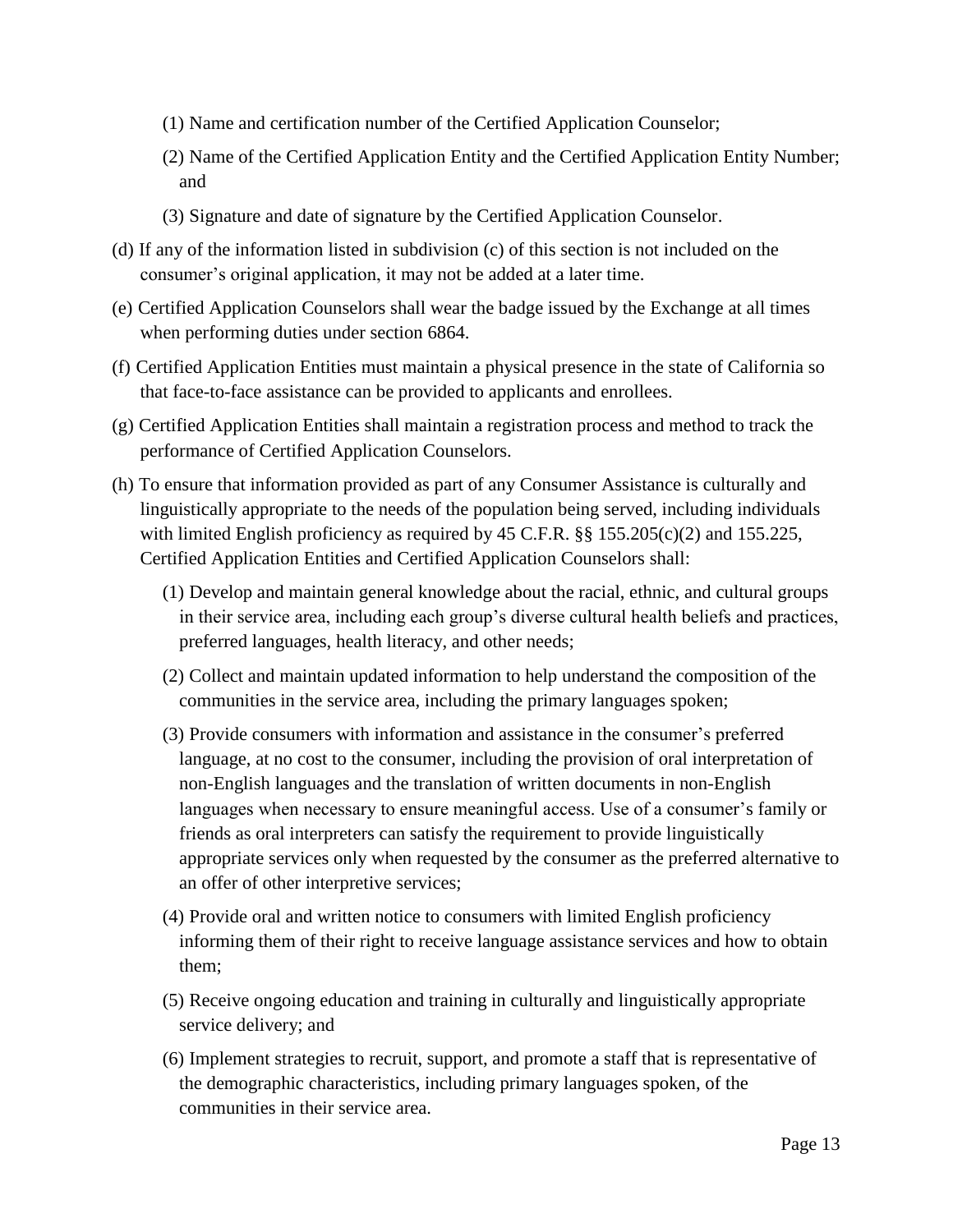(1) Name and certification number of the Certified Application Counselor;

(2) Name of the Certified Application Entity and the Certified Application Entity Number; and

(3) Signature and date of signature by the Certified Application Counselor.

(d) If any of the information listed in subdivision (c) of this section is not included on the consumer's original application, it may not be added at a later time.

(e) Certified Application Counselors shall wear the badge issued by the Exchange at all times when performing duties under section 6864.

(f) Certified Application Entities must maintain a physical presence in the state of California so that face-to-face assistance can be provided to applicants and enrollees.

(g) Certified Application Entities shall maintain a registration process and method to track the performance of Certified Application Counselors.

(h) To ensure that information provided as part of any Consumer Assistance is culturally and linguistically appropriate to the needs of the population being served, including individuals with limited English proficiency as required by 45 C.F.R. §§ 155.205(c)(2) and 155.225, Certified Application Entities and Certified Application Counselors shall:

(1) Develop and maintain general knowledge about the racial, ethnic, and cultural groups in their service area, including each group's diverse cultural health beliefs and practices, preferred languages, health literacy, and other needs;

(2) Collect and maintain updated information to help understand the composition of the communities in the service area, including the primary languages spoken;

(3) Provide consumers with information and assistance in the consumer's preferred language, at no cost to the consumer, including the provision of oral interpretation of non-English languages and the translation of written documents in non-English languages when necessary to ensure meaningful access. Use of a consumer's family or friends as oral interpreters can satisfy the requirement to provide linguistically appropriate services only when requested by the consumer as the preferred alternative to an offer of other interpretive services;

(4) Provide oral and written notice to consumers with limited English proficiency informing them of their right to receive language assistance services and how to obtain them;

(5) Receive ongoing education and training in culturally and linguistically appropriate service delivery; and

(6) Implement strategies to recruit, support, and promote a staff that is representative of the demographic characteristics, including primary languages spoken, of the communities in their service area.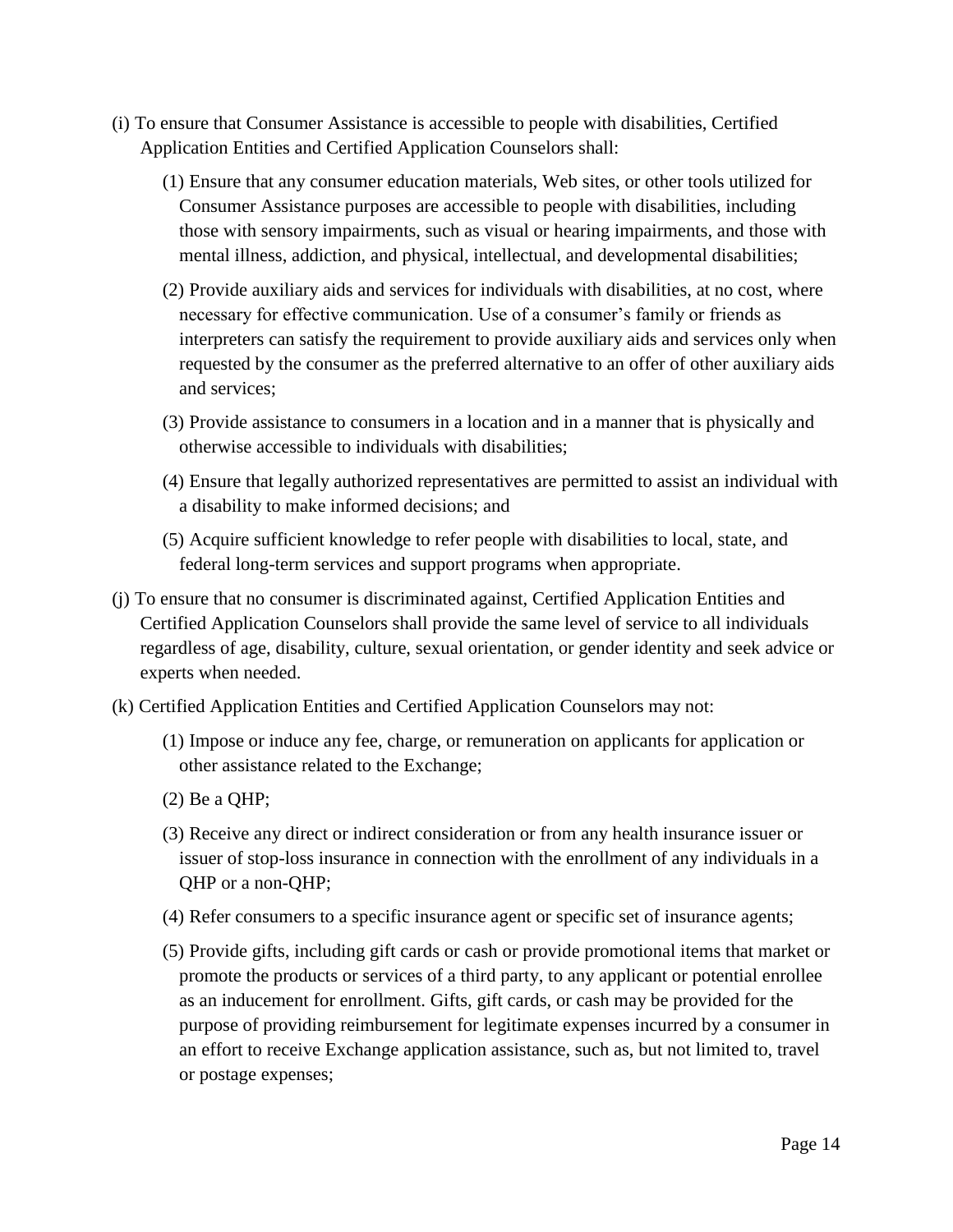(i) To ensure that Consumer Assistance is accessible to people with disabilities, Certified Application Entities and Certified Application Counselors shall:

(1) Ensure that any consumer education materials, Web sites, or other tools utilized for Consumer Assistance purposes are accessible to people with disabilities, including those with sensory impairments, such as visual or hearing impairments, and those with mental illness, addiction, and physical, intellectual, and developmental disabilities;

(2) Provide auxiliary aids and services for individuals with disabilities, at no cost, where necessary for effective communication. Use of a consumer's family or friends as interpreters can satisfy the requirement to provide auxiliary aids and services only when requested by the consumer as the preferred alternative to an offer of other auxiliary aids and services;

(3) Provide assistance to consumers in a location and in a manner that is physically and otherwise accessible to individuals with disabilities;

(4) Ensure that legally authorized representatives are permitted to assist an individual with a disability to make informed decisions; and

(5) Acquire sufficient knowledge to refer people with disabilities to local, state, and federal long-term services and support programs when appropriate.

(j) To ensure that no consumer is discriminated against, Certified Application Entities and Certified Application Counselors shall provide the same level of service to all individuals regardless of age, disability, culture, sexual orientation, or gender identity and seek advice or experts when needed.

(k) Certified Application Entities and Certified Application Counselors may not:

(1) Impose or induce any fee, charge, or remuneration on applicants for application or other assistance related to the Exchange;

(2) Be a QHP;

(3) Receive any direct or indirect consideration or from any health insurance issuer or issuer of stop-loss insurance in connection with the enrollment of any individuals in a QHP or a non-QHP;

(4) Refer consumers to a specific insurance agent or specific set of insurance agents;

(5) Provide gifts, including gift cards or cash or provide promotional items that market or promote the products or services of a third party, to any applicant or potential enrollee as an inducement for enrollment. Gifts, gift cards, or cash may be provided for the purpose of providing reimbursement for legitimate expenses incurred by a consumer in an effort to receive Exchange application assistance, such as, but not limited to, travel or postage expenses;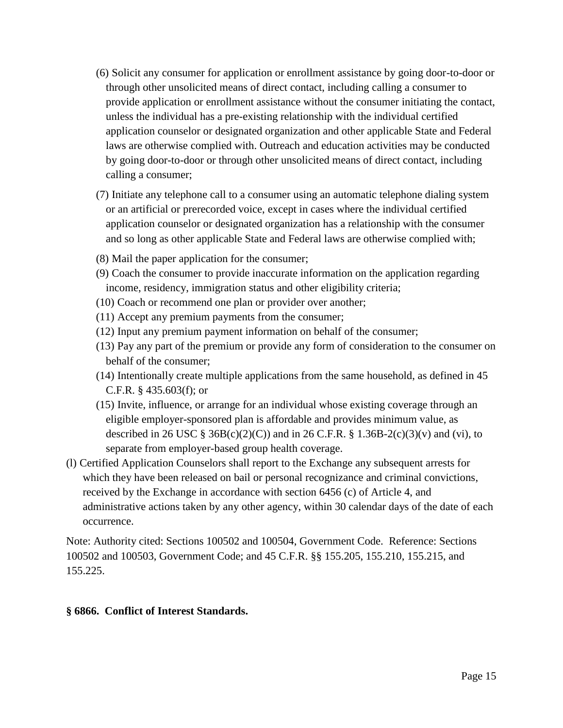(6) Solicit any consumer for application or enrollment assistance by going door-to-door or through other unsolicited means of direct contact, including calling a consumer to provide application or enrollment assistance without the consumer initiating the contact, unless the individual has a pre-existing relationship with the individual certified application counselor or designated organization and other applicable State and Federal laws are otherwise complied with. Outreach and education activities may be conducted by going door-to-door or through other unsolicited means of direct contact, including calling a consumer;

(7) Initiate any telephone call to a consumer using an automatic telephone dialing system or an artificial or prerecorded voice, except in cases where the individual certified application counselor or designated organization has a relationship with the consumer and so long as other applicable State and Federal laws are otherwise complied with;

(8) Mail the paper application for the consumer;

(9) Coach the consumer to provide inaccurate information on the application regarding income, residency, immigration status and other eligibility criteria;

(10) Coach or recommend one plan or provider over another;

(11) Accept any premium payments from the consumer;

(12) Input any premium payment information on behalf of the consumer;

(13) Pay any part of the premium or provide any form of consideration to the consumer on behalf of the consumer;

(14) Intentionally create multiple applications from the same household, as defined in 45 C.F.R. § 435.603(f); or

(15) Invite, influence, or arrange for an individual whose existing coverage through an eligible employer-sponsored plan is affordable and provides minimum value, as described in 26 USC § 36B(c)(2)(C)) and in 26 C.F.R. § 1.36B-2(c)(3)(v) and (vi), to separate from employer-based group health coverage.

(l) Certified Application Counselors shall report to the Exchange any subsequent arrests for which they have been released on bail or personal recognizance and criminal convictions, received by the Exchange in accordance with section 6456 (c) of Article 4, and administrative actions taken by any other agency, within 30 calendar days of the date of each occurrence.

Note: Authority cited: Sections 100502 and 100504, Government Code. Reference: Sections 100502 and 100503, Government Code; and 45 C.F.R. §§ 155.205, 155.210, 155.215, and 155.225.

**§ 6866. Conflict of Interest Standards.**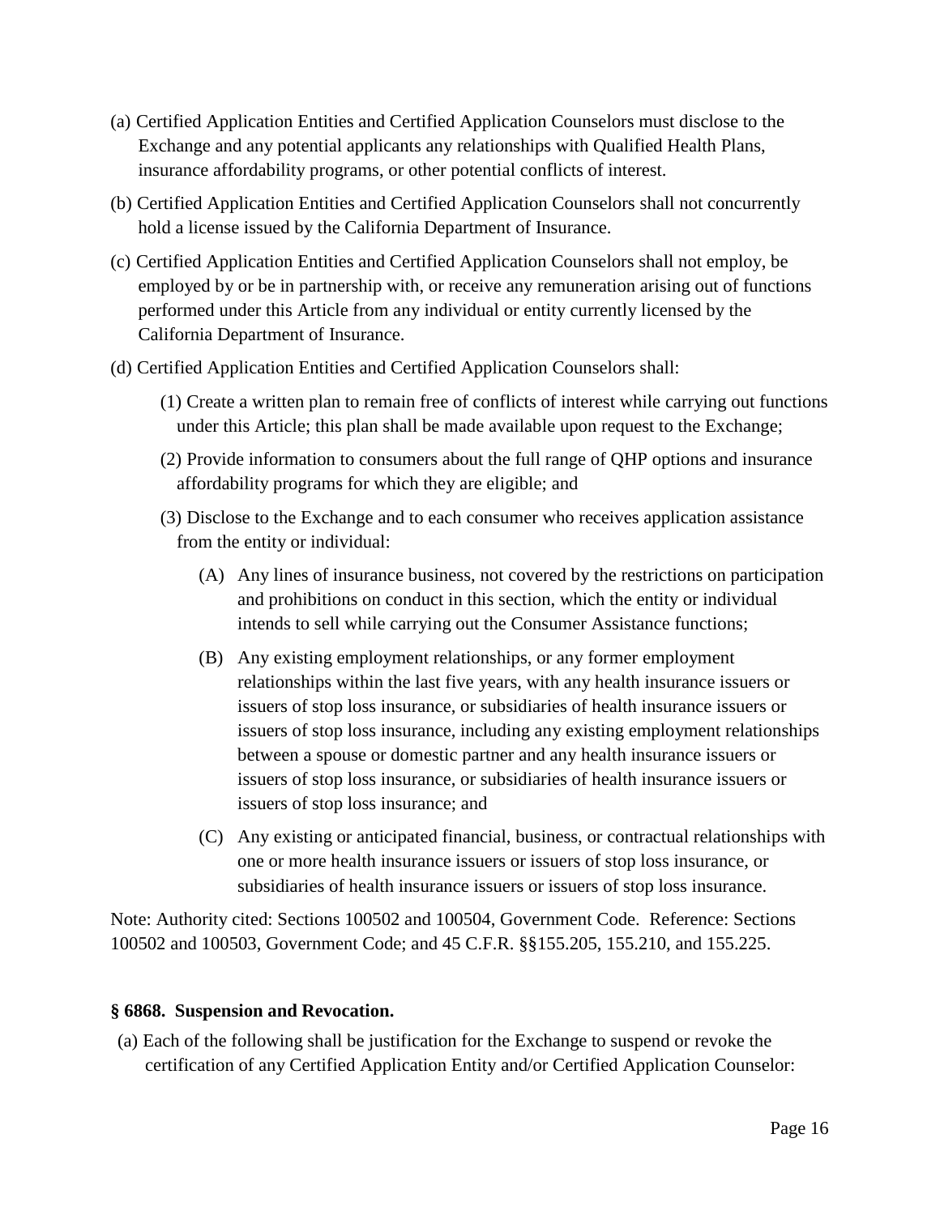(a) Certified Application Entities and Certified Application Counselors must disclose to the Exchange and any potential applicants any relationships with Qualified Health Plans, insurance affordability programs, or other potential conflicts of interest.

(b) Certified Application Entities and Certified Application Counselors shall not concurrently hold a license issued by the California Department of Insurance.

(c) Certified Application Entities and Certified Application Counselors shall not employ, be employed by or be in partnership with, or receive any remuneration arising out of functions performed under this Article from any individual or entity currently licensed by the California Department of Insurance.

(d) Certified Application Entities and Certified Application Counselors shall:

(1) Create a written plan to remain free of conflicts of interest while carrying out functions under this Article; this plan shall be made available upon request to the Exchange;

(2) Provide information to consumers about the full range of QHP options and insurance affordability programs for which they are eligible; and

(3) Disclose to the Exchange and to each consumer who receives application assistance from the entity or individual:

(A) Any lines of insurance business, not covered by the restrictions on participation and prohibitions on conduct in this section, which the entity or individual intends to sell while carrying out the Consumer Assistance functions;

(B) Any existing employment relationships, or any former employment relationships within the last five years, with any health insurance issuers or issuers of stop loss insurance, or subsidiaries of health insurance issuers or issuers of stop loss insurance, including any existing employment relationships between a spouse or domestic partner and any health insurance issuers or issuers of stop loss insurance, or subsidiaries of health insurance issuers or issuers of stop loss insurance; and

(C) Any existing or anticipated financial, business, or contractual relationships with one or more health insurance issuers or issuers of stop loss insurance, or subsidiaries of health insurance issuers or issuers of stop loss insurance.

Note: Authority cited: Sections 100502 and 100504, Government Code. Reference: Sections 100502 and 100503, Government Code; and 45 C.F.R. §§155.205, 155.210, and 155.225.

**§ 6868. Suspension and Revocation.**

(a) Each of the following shall be justification for the Exchange to suspend or revoke the certification of any Certified Application Entity and/or Certified Application Counselor: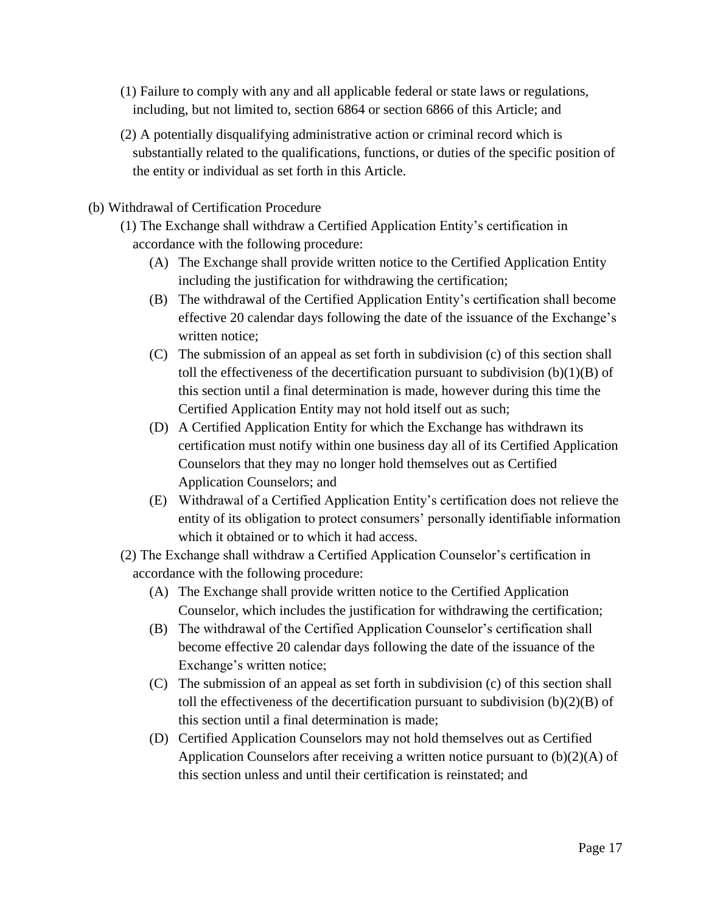(1) Failure to comply with any and all applicable federal or state laws or regulations, including, but not limited to, section 6864 or section 6866 of this Article; and

(2) A potentially disqualifying administrative action or criminal record which is substantially related to the qualifications, functions, or duties of the specific position of the entity or individual as set forth in this Article.

(b) Withdrawal of Certification Procedure

(1) The Exchange shall withdraw a Certified Application Entity's certification in accordance with the following procedure:

(A) The Exchange shall provide written notice to the Certified Application Entity including the justification for withdrawing the certification;

(B) The withdrawal of the Certified Application Entity's certification shall become effective 20 calendar days following the date of the issuance of the Exchange's written notice;

(C) The submission of an appeal as set forth in subdivision (c) of this section shall toll the effectiveness of the decertification pursuant to subdivision (b)(1)(B) of this section until a final determination is made, however during this time the Certified Application Entity may not hold itself out as such;

(D) A Certified Application Entity for which the Exchange has withdrawn its certification must notify within one business day all of its Certified Application Counselors that they may no longer hold themselves out as Certified Application Counselors; and

(E) Withdrawal of a Certified Application Entity's certification does not relieve the entity of its obligation to protect consumers' personally identifiable information which it obtained or to which it had access.

(2) The Exchange shall withdraw a Certified Application Counselor's certification in accordance with the following procedure:

(A) The Exchange shall provide written notice to the Certified Application Counselor, which includes the justification for withdrawing the certification;

(B) The withdrawal of the Certified Application Counselor's certification shall become effective 20 calendar days following the date of the issuance of the Exchange's written notice;

(C) The submission of an appeal as set forth in subdivision (c) of this section shall toll the effectiveness of the decertification pursuant to subdivision (b)(2)(B) of this section until a final determination is made;

(D) Certified Application Counselors may not hold themselves out as Certified Application Counselors after receiving a written notice pursuant to (b)(2)(A) of this section unless and until their certification is reinstated; and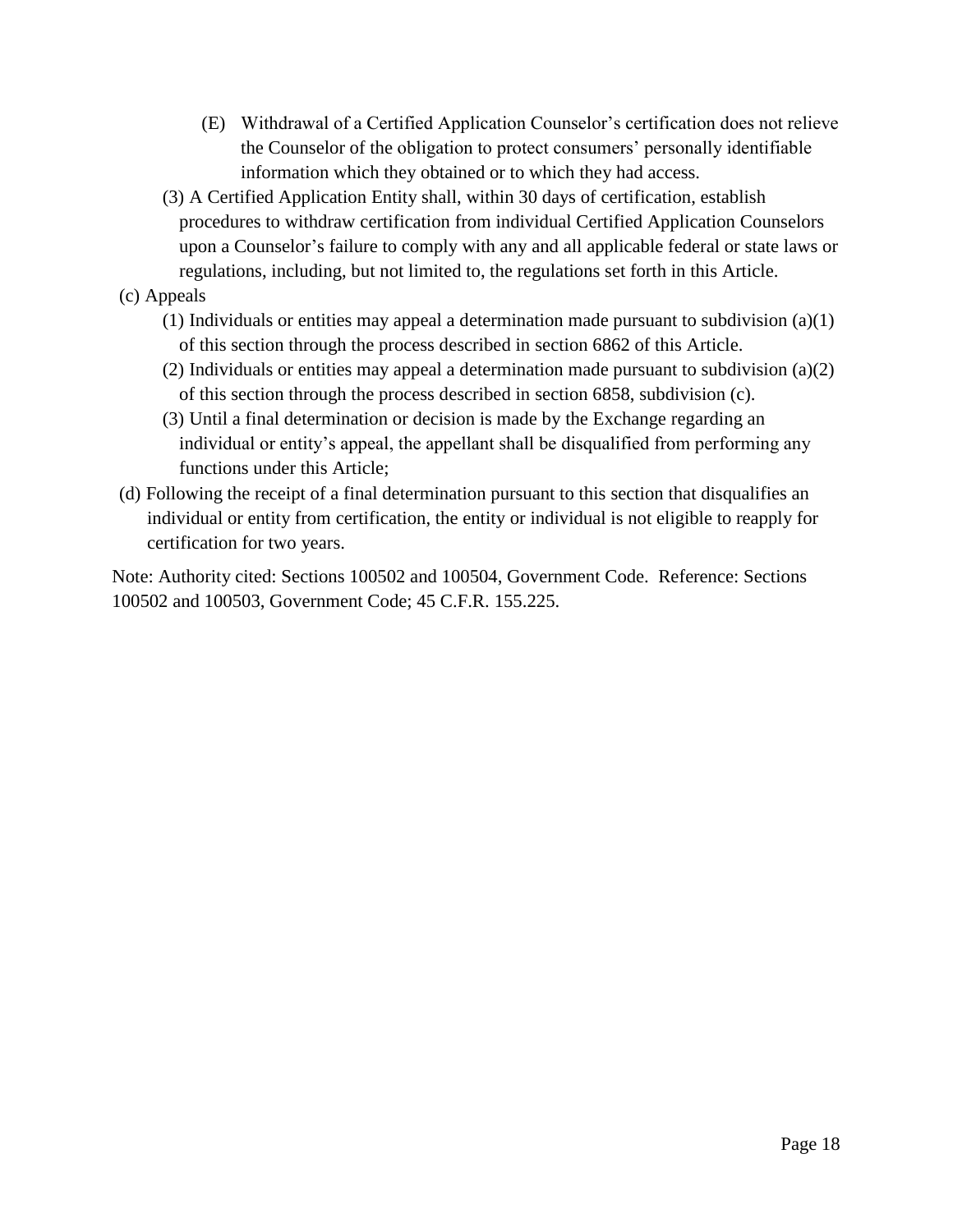(E) Withdrawal of a Certified Application Counselor's certification does not relieve the Counselor of the obligation to protect consumers' personally identifiable information which they obtained or to which they had access.

(3) A Certified Application Entity shall, within 30 days of certification, establish procedures to withdraw certification from individual Certified Application Counselors upon a Counselor's failure to comply with any and all applicable federal or state laws or regulations, including, but not limited to, the regulations set forth in this Article.

(c) Appeals

(1) Individuals or entities may appeal a determination made pursuant to subdivision (a)(1) of this section through the process described in section 6862 of this Article.

(2) Individuals or entities may appeal a determination made pursuant to subdivision (a)(2) of this section through the process described in section 6858, subdivision (c).

(3) Until a final determination or decision is made by the Exchange regarding an individual or entity's appeal, the appellant shall be disqualified from performing any functions under this Article;

(d) Following the receipt of a final determination pursuant to this section that disqualifies an individual or entity from certification, the entity or individual is not eligible to reapply for certification for two years.

Note: Authority cited: Sections 100502 and 100504, Government Code. Reference: Sections 100502 and 100503, Government Code; 45 C.F.R. 155.225.